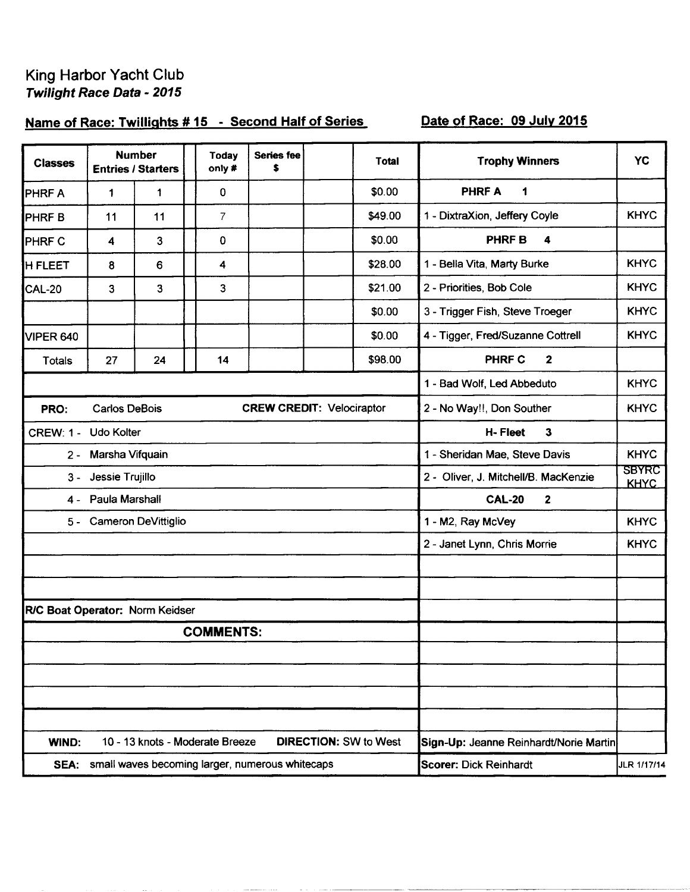# King Harbor Yacht Club

***Twilight Race Data - 2015***

**Name of Race: Twillights # 15 - Second Half of Series** **Date of Race: 09 July 2015**

| Classes | Number Entries / Starters | | | Today only # | Series fee $ | | Total |
|---|---|---|---|---|---|---|---|
| PHRF A | 1 | 1 | | 0 | | | $0.00 |
| PHRF B | 11 | 11 | | 7 | | | $49.00 |
| PHRF C | 4 | 3 | | 0 | | | $0.00 |
| H FLEET | 8 | 6 | | 4 | | | $28.00 |
| CAL-20 | 3 | 3 | | 3 | | | $21.00 |
| | | | | | | | $0.00 |
| VIPER 640 | | | | | | | $0.00 |
| Totals | 27 | 24 | | 14 | | | $98.00 |

**PRO:** Carlos DeBois **CREW CREDIT:** Velociraptor

CREW:
1 - Udo Kolter
2 - Marsha Vifquain
3 - Jessie Trujillo
4 - Paula Marshall
5 - Cameron DeVittiglio

**R/C Boat Operator:** Norm Keidser

**COMMENTS:**

**WIND:** 10 - 13 knots - Moderate Breeze **DIRECTION:** SW to West

**SEA:** small waves becoming larger, numerous whitecaps

| Trophy Winners | YC |
|---|---|
| **PHRF A 1** | |
| 1 - DixtraXion, Jeffery Coyle | KHYC |
| **PHRF B 4** | |
| 1 - Bella Vita, Marty Burke | KHYC |
| 2 - Priorities, Bob Cole | KHYC |
| 3 - Trigger Fish, Steve Troeger | KHYC |
| 4 - Tigger, Fred/Suzanne Cottrell | KHYC |
| **PHRF C 2** | |
| 1 - Bad Wolf, Led Abbeduto | KHYC |
| 2 - No Way!!, Don Souther | KHYC |
| **H- Fleet 3** | |
| 1 - Sheridan Mae, Steve Davis | KHYC |
| 2 - Oliver, J. Mitchell/B. MacKenzie | SBYRC KHYC |
| **CAL-20 2** | |
| 1 - M2, Ray McVey | KHYC |
| 2 - Janet Lynn, Chris Morrie | KHYC |

**Sign-Up:** Jeanne Reinhardt/Norie Martin

**Scorer:** Dick Reinhardt

JLR 1/17/14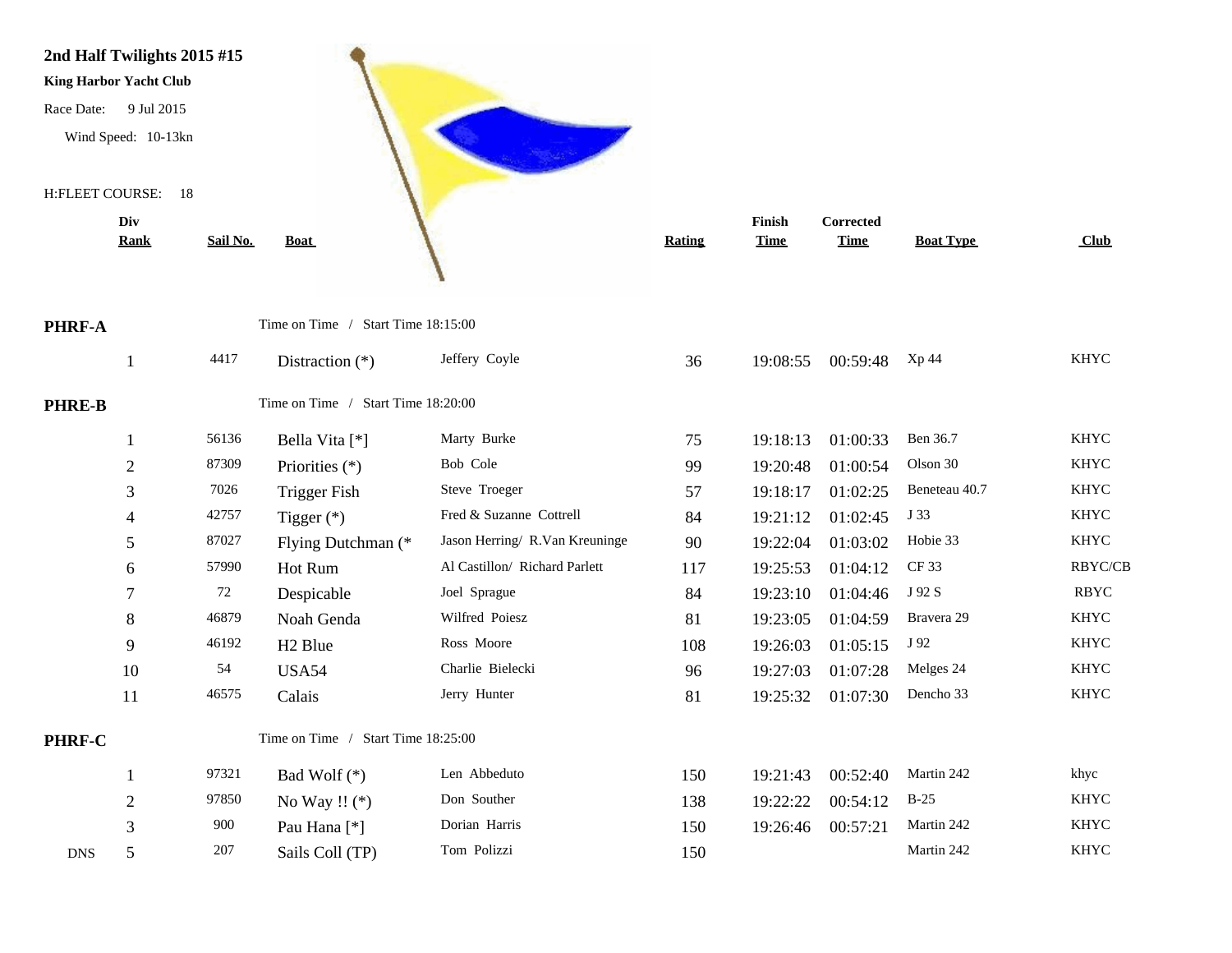**2nd Half Twilights 2015 #15**

**King Harbor Yacht Club**

Race Date: 9 Jul 2015

Wind Speed: 10-13kn

H:FLEET COURSE: 18

| | Div Rank | Sail No. | Boat | | Rating | Finish Time | Corrected Time | Boat Type | Club |
|---|---|---|---|---|---|---|---|---|---|
| **PHRF-A** | | | Time on Time / Start Time 18:15:00 | | | | | | |
| | 1 | 4417 | Distraction (*) | Jeffery Coyle | 36 | 19:08:55 | 00:59:48 | Xp 44 | KHYC |
| **PHRE-B** | | | Time on Time / Start Time 18:20:00 | | | | | | |
| | 1 | 56136 | Bella Vita [*] | Marty Burke | 75 | 19:18:13 | 01:00:33 | Ben 36.7 | KHYC |
| | 2 | 87309 | Priorities (*) | Bob Cole | 99 | 19:20:48 | 01:00:54 | Olson 30 | KHYC |
| | 3 | 7026 | Trigger Fish | Steve Troeger | 57 | 19:18:17 | 01:02:25 | Beneteau 40.7 | KHYC |
| | 4 | 42757 | Tigger (*) | Fred & Suzanne Cottrell | 84 | 19:21:12 | 01:02:45 | J 33 | KHYC |
| | 5 | 87027 | Flying Dutchman (* | Jason Herring/ R.Van Kreuninge | 90 | 19:22:04 | 01:03:02 | Hobie 33 | KHYC |
| | 6 | 57990 | Hot Rum | Al Castillon/ Richard Parlett | 117 | 19:25:53 | 01:04:12 | CF 33 | RBYC/CB |
| | 7 | 72 | Despicable | Joel Sprague | 84 | 19:23:10 | 01:04:46 | J 92 S | RBYC |
| | 8 | 46879 | Noah Genda | Wilfred Poiesz | 81 | 19:23:05 | 01:04:59 | Bravera 29 | KHYC |
| | 9 | 46192 | H2 Blue | Ross Moore | 108 | 19:26:03 | 01:05:15 | J 92 | KHYC |
| | 10 | 54 | USA54 | Charlie Bielecki | 96 | 19:27:03 | 01:07:28 | Melges 24 | KHYC |
| | 11 | 46575 | Calais | Jerry Hunter | 81 | 19:25:32 | 01:07:30 | Dencho 33 | KHYC |
| **PHRF-C** | | | Time on Time / Start Time 18:25:00 | | | | | | |
| | 1 | 97321 | Bad Wolf (*) | Len Abbeduto | 150 | 19:21:43 | 00:52:40 | Martin 242 | khyc |
| | 2 | 97850 | No Way !! (*) | Don Souther | 138 | 19:22:22 | 00:54:12 | B-25 | KHYC |
| | 3 | 900 | Pau Hana [*] | Dorian Harris | 150 | 19:26:46 | 00:57:21 | Martin 242 | KHYC |
| DNS | 5 | 207 | Sails Coll (TP) | Tom Polizzi | 150 | | | Martin 242 | KHYC |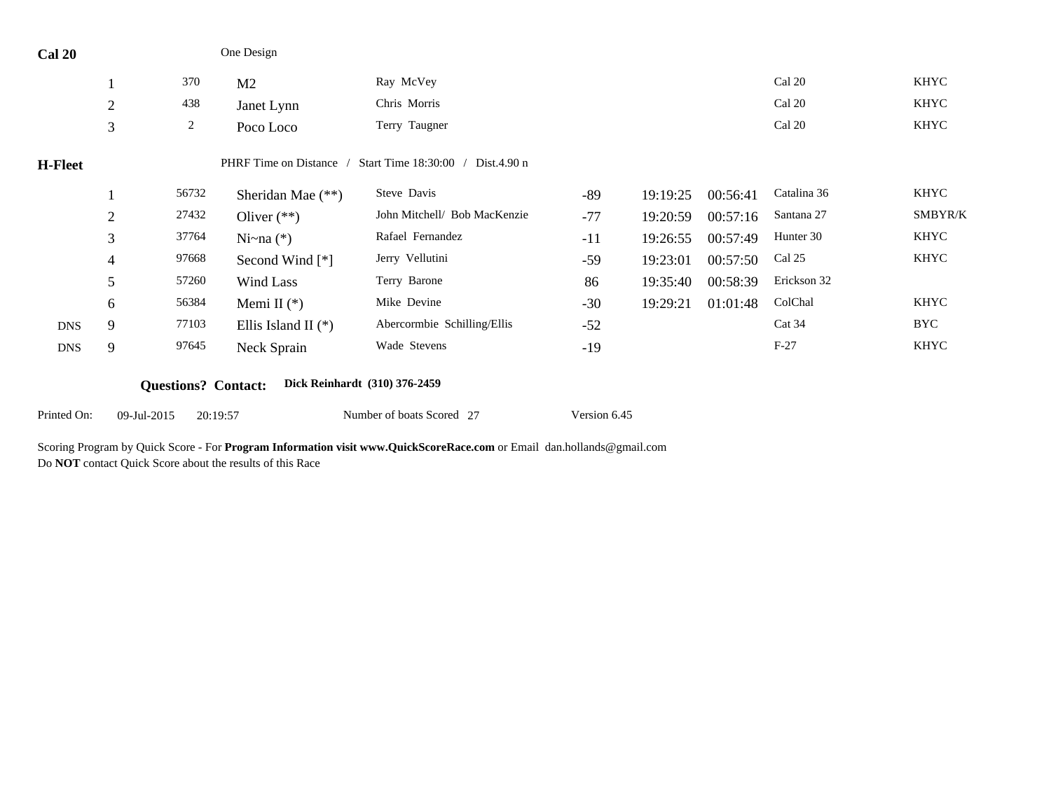**Cal 20** One Design

| | | | | | | | | | | |
|---|---|---|---|---|---|---|---|---|---|---|
| | 1 | 370 | M2 | Ray McVey | | | | Cal 20 | KHYC |
| | 2 | 438 | Janet Lynn | Chris Morris | | | | Cal 20 | KHYC |
| | 3 | 2 | Poco Loco | Terry Taugner | | | | Cal 20 | KHYC |

**H-Fleet** PHRF Time on Distance / Start Time 18:30:00 / Dist.4.90 n

| | | | | | | | | | |
|---|---|---|---|---|---|---|---|---|---|
| | 1 | 56732 | Sheridan Mae (**) | Steve Davis | -89 | 19:19:25 | 00:56:41 | Catalina 36 | KHYC |
| | 2 | 27432 | Oliver (**) | John Mitchell/ Bob MacKenzie | -77 | 19:20:59 | 00:57:16 | Santana 27 | SMBYR/K |
| | 3 | 37764 | Ni~na (*) | Rafael Fernandez | -11 | 19:26:55 | 00:57:49 | Hunter 30 | KHYC |
| | 4 | 97668 | Second Wind [*] | Jerry Vellutini | -59 | 19:23:01 | 00:57:50 | Cal 25 | KHYC |
| | 5 | 57260 | Wind Lass | Terry Barone | 86 | 19:35:40 | 00:58:39 | Erickson 32 | |
| | 6 | 56384 | Memi II (*) | Mike Devine | -30 | 19:29:21 | 01:01:48 | ColChal | KHYC |
| DNS | 9 | 77103 | Ellis Island II (*) | Abercormbie Schilling/Ellis | -52 | | | Cat 34 | BYC |
| DNS | 9 | 97645 | Neck Sprain | Wade Stevens | -19 | | | F-27 | KHYC |

**Questions? Contact:** **Dick Reinhardt (310) 376-2459**

Printed On: 09-Jul-2015 20:19:57 Number of boats Scored 27 Version 6.45

Scoring Program by Quick Score - For **Program Information visit www.QuickScoreRace.com** or Email dan.hollands@gmail.com
Do **NOT** contact Quick Score about the results of this Race